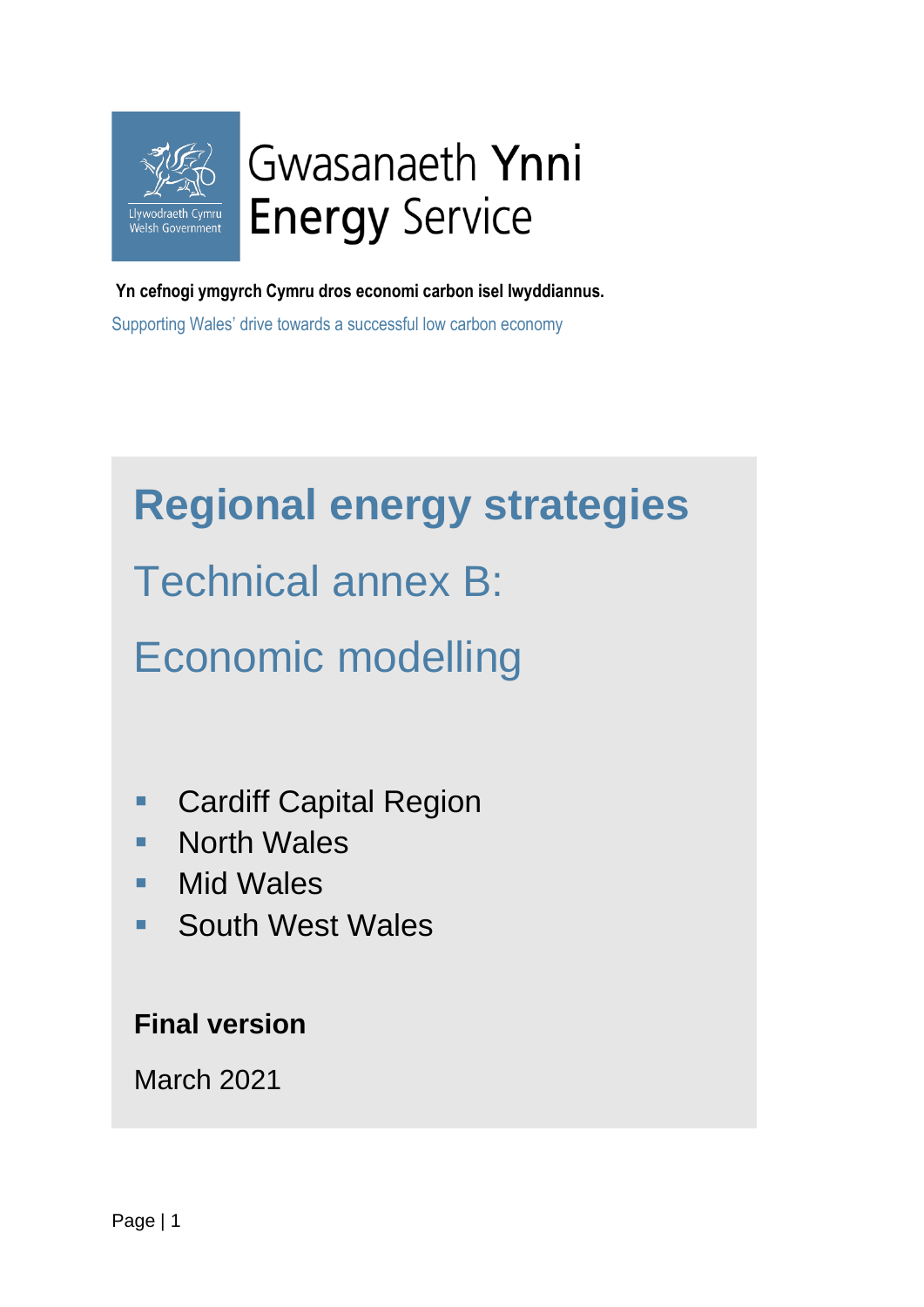Llywodraeth Cymru
Welsh Government

Gwasanaeth Ynni
Energy Service

**Yn cefnogi ymgyrch Cymru dros economi carbon isel lwyddiannus.**

Supporting Wales' drive towards a successful low carbon economy

# Regional energy strategies

## Technical annex B:

## Economic modelling

- Cardiff Capital Region
- North Wales
- Mid Wales
- South West Wales

**Final version**

March 2021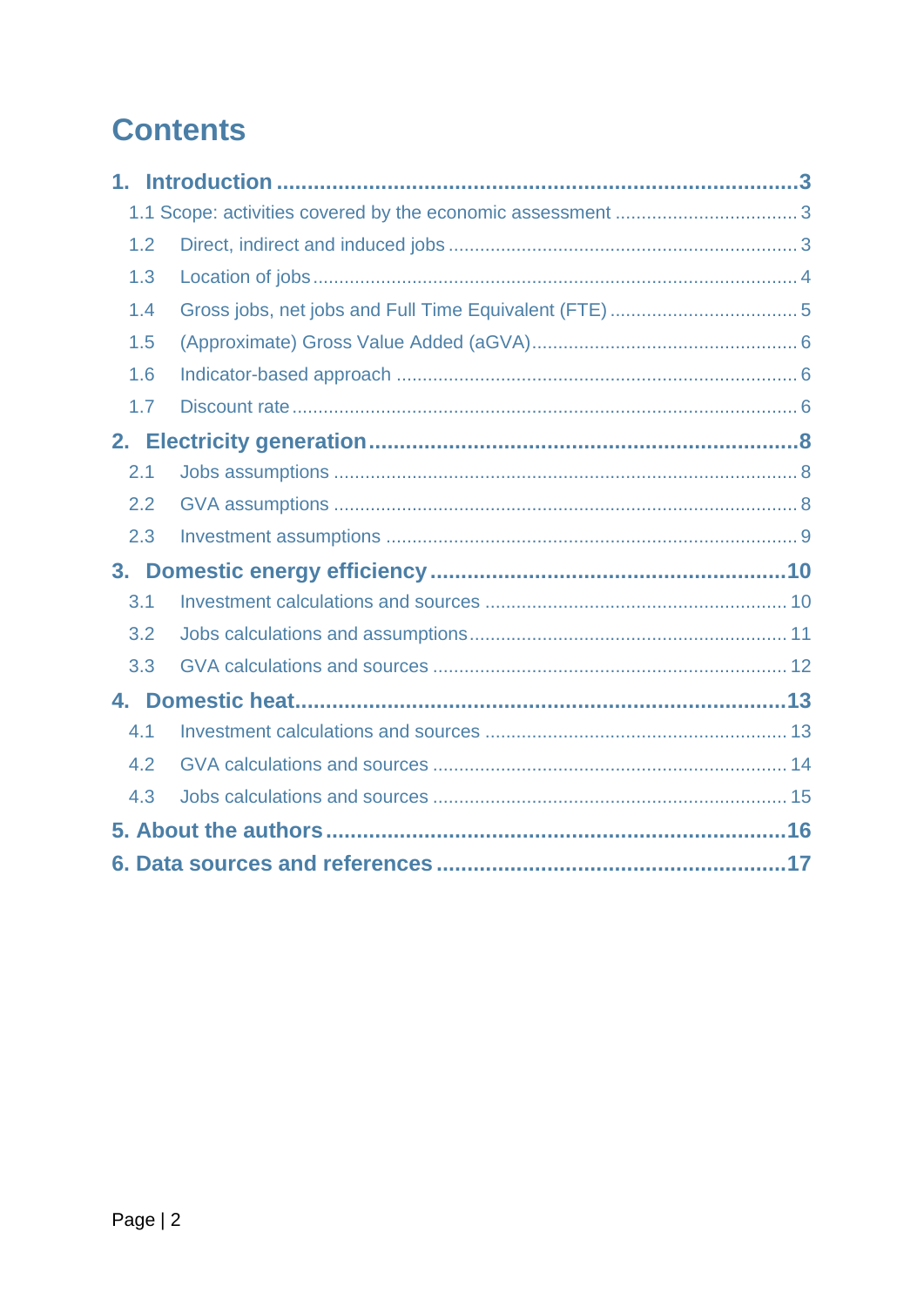# Contents

**1. Introduction ... 3**

- 1.1 Scope: activities covered by the economic assessment ... 3
- 1.2 Direct, indirect and induced jobs ... 3
- 1.3 Location of jobs ... 4
- 1.4 Gross jobs, net jobs and Full Time Equivalent (FTE) ... 5
- 1.5 (Approximate) Gross Value Added (aGVA) ... 6
- 1.6 Indicator-based approach ... 6
- 1.7 Discount rate ... 6

**2. Electricity generation ... 8**

- 2.1 Jobs assumptions ... 8
- 2.2 GVA assumptions ... 8
- 2.3 Investment assumptions ... 9

**3. Domestic energy efficiency ... 10**

- 3.1 Investment calculations and sources ... 10
- 3.2 Jobs calculations and assumptions ... 11
- 3.3 GVA calculations and sources ... 12

**4. Domestic heat ... 13**

- 4.1 Investment calculations and sources ... 13
- 4.2 GVA calculations and sources ... 14
- 4.3 Jobs calculations and sources ... 15

**5. About the authors ... 16**

**6. Data sources and references ... 17**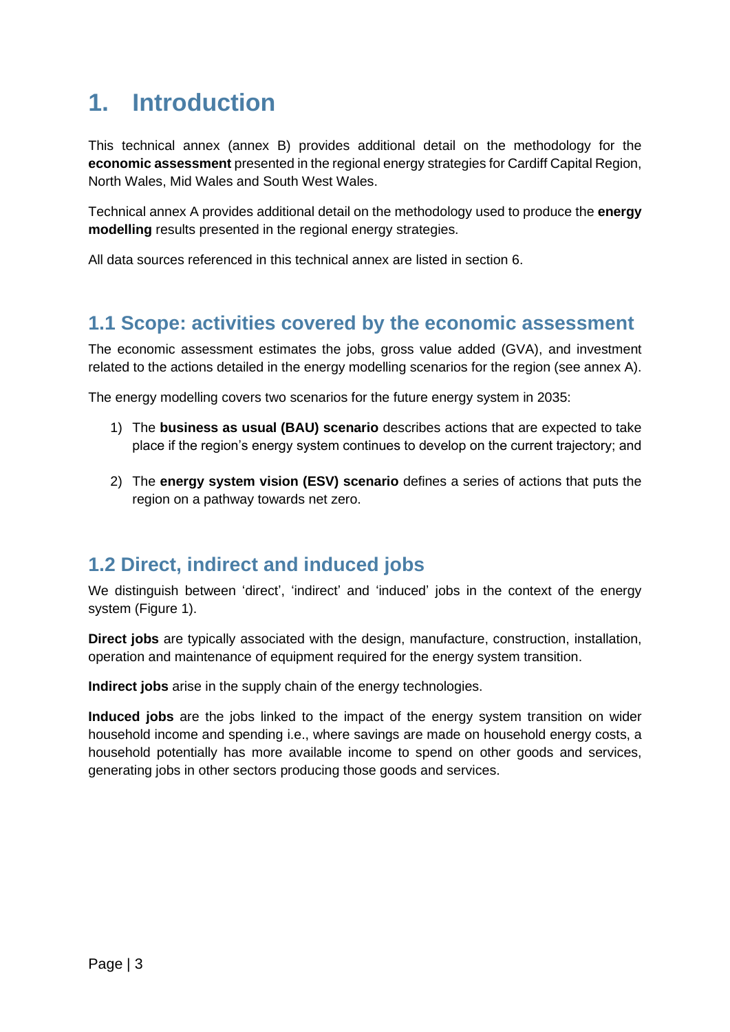# 1. Introduction

This technical annex (annex B) provides additional detail on the methodology for the **economic assessment** presented in the regional energy strategies for Cardiff Capital Region, North Wales, Mid Wales and South West Wales.

Technical annex A provides additional detail on the methodology used to produce the **energy modelling** results presented in the regional energy strategies.

All data sources referenced in this technical annex are listed in section 6.

## 1.1 Scope: activities covered by the economic assessment

The economic assessment estimates the jobs, gross value added (GVA), and investment related to the actions detailed in the energy modelling scenarios for the region (see annex A).

The energy modelling covers two scenarios for the future energy system in 2035:

1) The **business as usual (BAU) scenario** describes actions that are expected to take place if the region's energy system continues to develop on the current trajectory; and

2) The **energy system vision (ESV) scenario** defines a series of actions that puts the region on a pathway towards net zero.

## 1.2 Direct, indirect and induced jobs

We distinguish between 'direct', 'indirect' and 'induced' jobs in the context of the energy system (Figure 1).

**Direct jobs** are typically associated with the design, manufacture, construction, installation, operation and maintenance of equipment required for the energy system transition.

**Indirect jobs** arise in the supply chain of the energy technologies.

**Induced jobs** are the jobs linked to the impact of the energy system transition on wider household income and spending i.e., where savings are made on household energy costs, a household potentially has more available income to spend on other goods and services, generating jobs in other sectors producing those goods and services.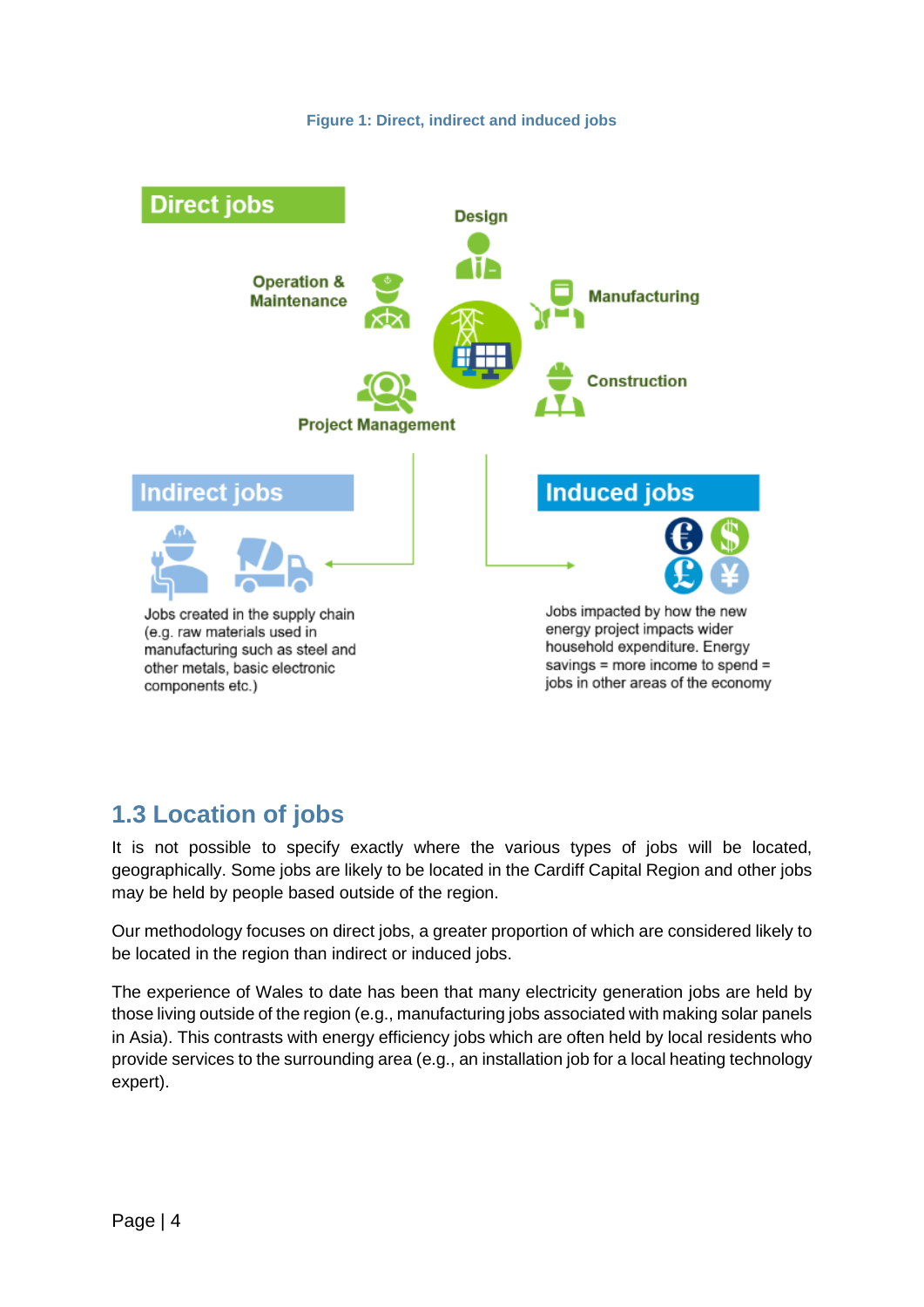**Figure 1: Direct, indirect and induced jobs**

**Direct jobs**

Design

Operation & Maintenance

Manufacturing

Construction

Project Management

**Indirect jobs**

Jobs created in the supply chain (e.g. raw materials used in manufacturing such as steel and other metals, basic electronic components etc.)

**Induced jobs**

Jobs impacted by how the new energy project impacts wider household expenditure. Energy savings = more income to spend = jobs in other areas of the economy

## 1.3 Location of jobs

It is not possible to specify exactly where the various types of jobs will be located, geographically. Some jobs are likely to be located in the Cardiff Capital Region and other jobs may be held by people based outside of the region.

Our methodology focuses on direct jobs, a greater proportion of which are considered likely to be located in the region than indirect or induced jobs.

The experience of Wales to date has been that many electricity generation jobs are held by those living outside of the region (e.g., manufacturing jobs associated with making solar panels in Asia). This contrasts with energy efficiency jobs which are often held by local residents who provide services to the surrounding area (e.g., an installation job for a local heating technology expert).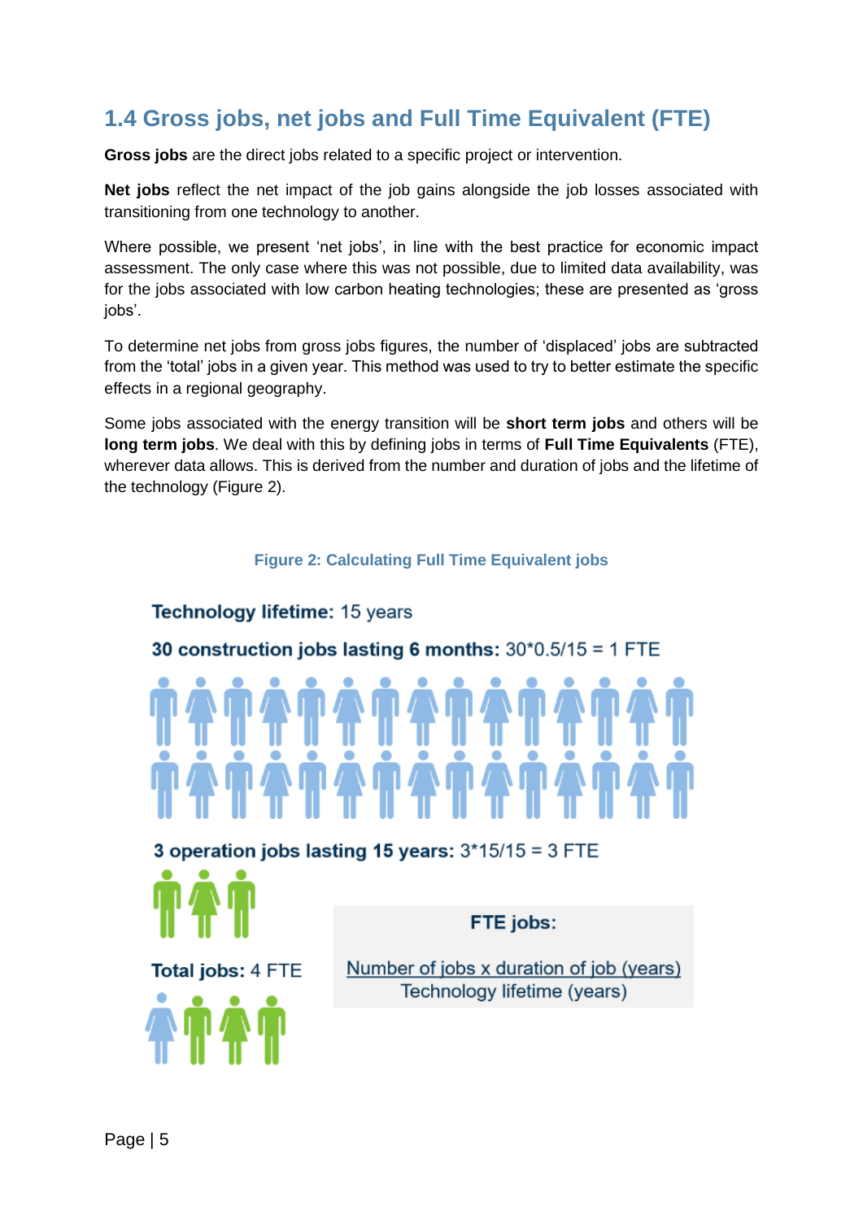## 1.4 Gross jobs, net jobs and Full Time Equivalent (FTE)

**Gross jobs** are the direct jobs related to a specific project or intervention.

**Net jobs** reflect the net impact of the job gains alongside the job losses associated with transitioning from one technology to another.

Where possible, we present 'net jobs', in line with the best practice for economic impact assessment. The only case where this was not possible, due to limited data availability, was for the jobs associated with low carbon heating technologies; these are presented as 'gross jobs'.

To determine net jobs from gross jobs figures, the number of 'displaced' jobs are subtracted from the 'total' jobs in a given year. This method was used to try to better estimate the specific effects in a regional geography.

Some jobs associated with the energy transition will be **short term jobs** and others will be **long term jobs**. We deal with this by defining jobs in terms of **Full Time Equivalents** (FTE), wherever data allows. This is derived from the number and duration of jobs and the lifetime of the technology (Figure 2).

**Figure 2: Calculating Full Time Equivalent jobs**

**Technology lifetime:** 15 years

**30 construction jobs lasting 6 months:** 30*0.5/15 = 1 FTE

**3 operation jobs lasting 15 years:** 3*15/15 = 3 FTE

**Total jobs:** 4 FTE

**FTE jobs:**

$$\frac{\text{Number of jobs} \times \text{duration of job (years)}}{\text{Technology lifetime (years)}}$$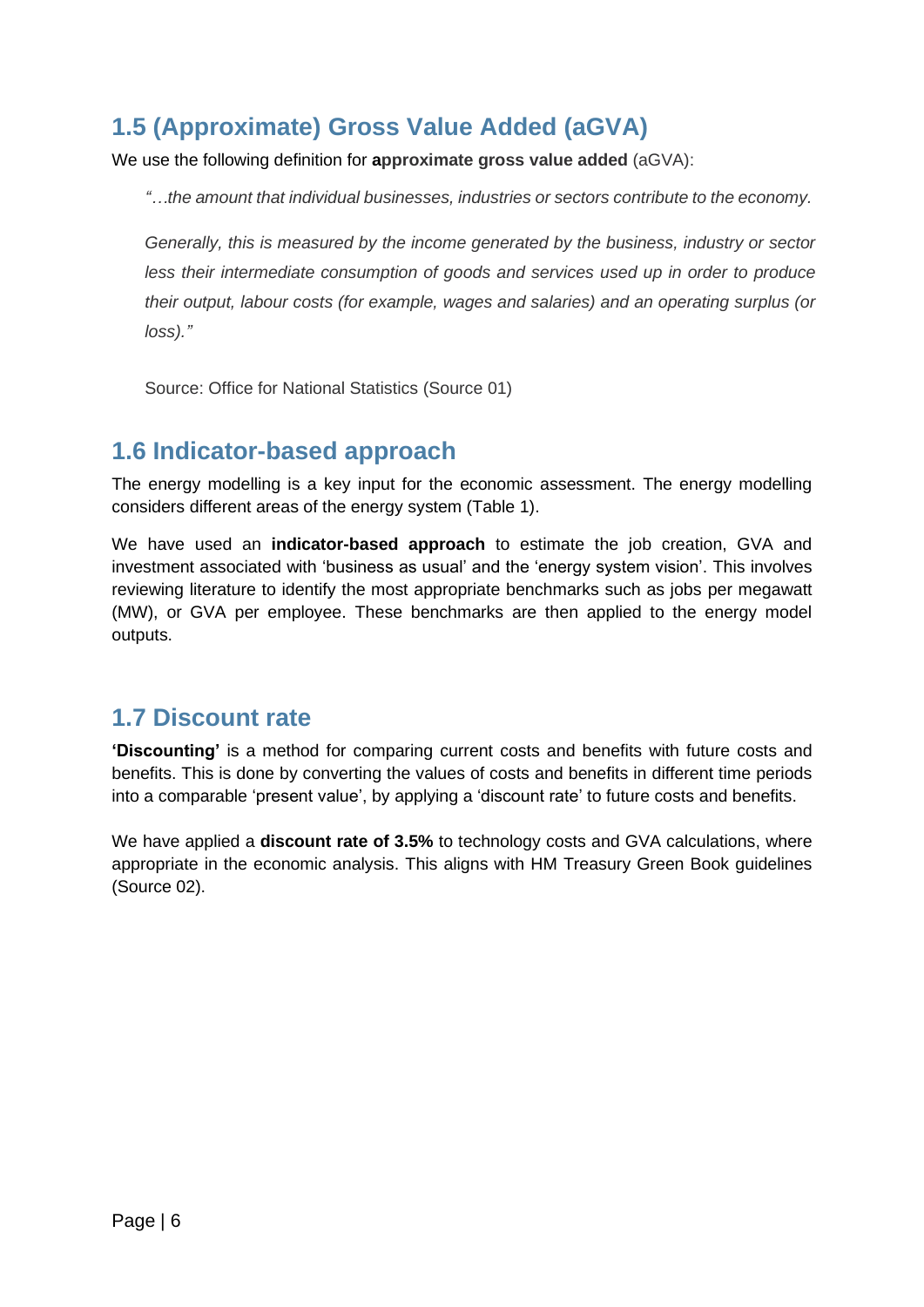## 1.5 (Approximate) Gross Value Added (aGVA)

We use the following definition for **approximate gross value added** (aGVA):

> *"…the amount that individual businesses, industries or sectors contribute to the economy.*
>
> *Generally, this is measured by the income generated by the business, industry or sector less their intermediate consumption of goods and services used up in order to produce their output, labour costs (for example, wages and salaries) and an operating surplus (or loss)."*
>
> Source: Office for National Statistics (Source 01)

## 1.6 Indicator-based approach

The energy modelling is a key input for the economic assessment. The energy modelling considers different areas of the energy system (Table 1).

We have used an **indicator-based approach** to estimate the job creation, GVA and investment associated with 'business as usual' and the 'energy system vision'. This involves reviewing literature to identify the most appropriate benchmarks such as jobs per megawatt (MW), or GVA per employee. These benchmarks are then applied to the energy model outputs.

## 1.7 Discount rate

**'Discounting'** is a method for comparing current costs and benefits with future costs and benefits. This is done by converting the values of costs and benefits in different time periods into a comparable 'present value', by applying a 'discount rate' to future costs and benefits.

We have applied a **discount rate of 3.5%** to technology costs and GVA calculations, where appropriate in the economic analysis. This aligns with HM Treasury Green Book guidelines (Source 02).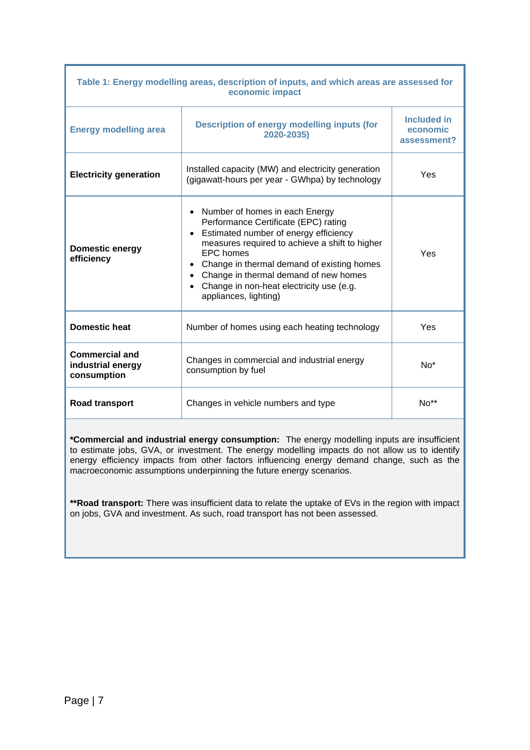**Table 1: Energy modelling areas, description of inputs, and which areas are assessed for economic impact**

| Energy modelling area | Description of energy modelling inputs (for 2020-2035) | Included in economic assessment? |
|---|---|---|
| **Electricity generation** | Installed capacity (MW) and electricity generation (gigawatt-hours per year - GWhpa) by technology | Yes |
| **Domestic energy efficiency** | • Number of homes in each Energy Performance Certificate (EPC) rating<br>• Estimated number of energy efficiency measures required to achieve a shift to higher EPC homes<br>• Change in thermal demand of existing homes<br>• Change in thermal demand of new homes<br>• Change in non-heat electricity use (e.g. appliances, lighting) | Yes |
| **Domestic heat** | Number of homes using each heating technology | Yes |
| **Commercial and industrial energy consumption** | Changes in commercial and industrial energy consumption by fuel | No* |
| **Road transport** | Changes in vehicle numbers and type | No** |

***Commercial and industrial energy consumption:** The energy modelling inputs are insufficient to estimate jobs, GVA, or investment. The energy modelling impacts do not allow us to identify energy efficiency impacts from other factors influencing energy demand change, such as the macroeconomic assumptions underpinning the future energy scenarios.

****Road transport:** There was insufficient data to relate the uptake of EVs in the region with impact on jobs, GVA and investment. As such, road transport has not been assessed.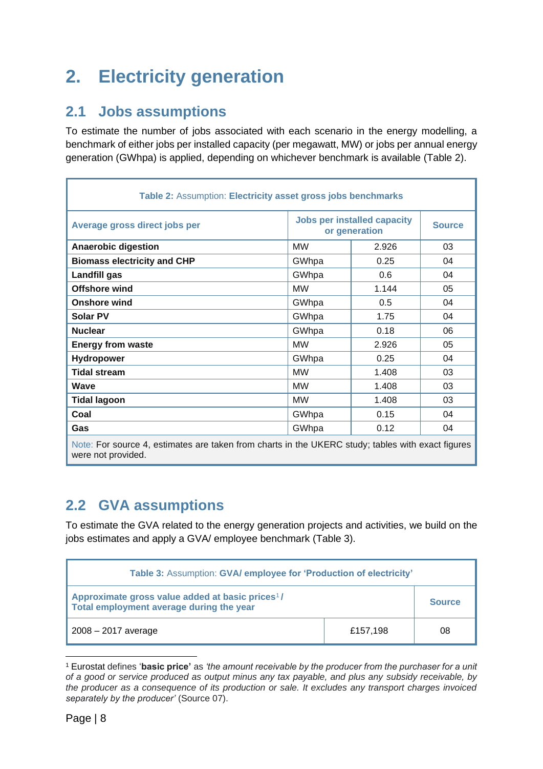# 2. Electricity generation

## 2.1 Jobs assumptions

To estimate the number of jobs associated with each scenario in the energy modelling, a benchmark of either jobs per installed capacity (per megawatt, MW) or jobs per annual energy generation (GWhpa) is applied, depending on whichever benchmark is available (Table 2).

**Table 2:** Assumption: **Electricity asset gross jobs benchmarks**

| Average gross direct jobs per | Jobs per installed capacity or generation | | Source |
|---|---|---|---|
| **Anaerobic digestion** | MW | 2.926 | 03 |
| **Biomass electricity and CHP** | GWhpa | 0.25 | 04 |
| **Landfill gas** | GWhpa | 0.6 | 04 |
| **Offshore wind** | MW | 1.144 | 05 |
| **Onshore wind** | GWhpa | 0.5 | 04 |
| **Solar PV** | GWhpa | 1.75 | 04 |
| **Nuclear** | GWhpa | 0.18 | 06 |
| **Energy from waste** | MW | 2.926 | 05 |
| **Hydropower** | GWhpa | 0.25 | 04 |
| **Tidal stream** | MW | 1.408 | 03 |
| **Wave** | MW | 1.408 | 03 |
| **Tidal lagoon** | MW | 1.408 | 03 |
| **Coal** | GWhpa | 0.15 | 04 |
| **Gas** | GWhpa | 0.12 | 04 |

Note: For source 4, estimates are taken from charts in the UKERC study; tables with exact figures were not provided.

## 2.2 GVA assumptions

To estimate the GVA related to the energy generation projects and activities, we build on the jobs estimates and apply a GVA/ employee benchmark (Table 3).

**Table 3:** Assumption: **GVA/ employee for 'Production of electricity'**

| Approximate gross value added at basic prices[1] / Total employment average during the year | | Source |
|---|---|---|
| 2008 – 2017 average | £157,198 | 08 |

[1] Eurostat defines '**basic price**' as *'the amount receivable by the producer from the purchaser for a unit of a good or service produced as output minus any tax payable, and plus any subsidy receivable, by the producer as a consequence of its production or sale. It excludes any transport charges invoiced separately by the producer'* (Source 07).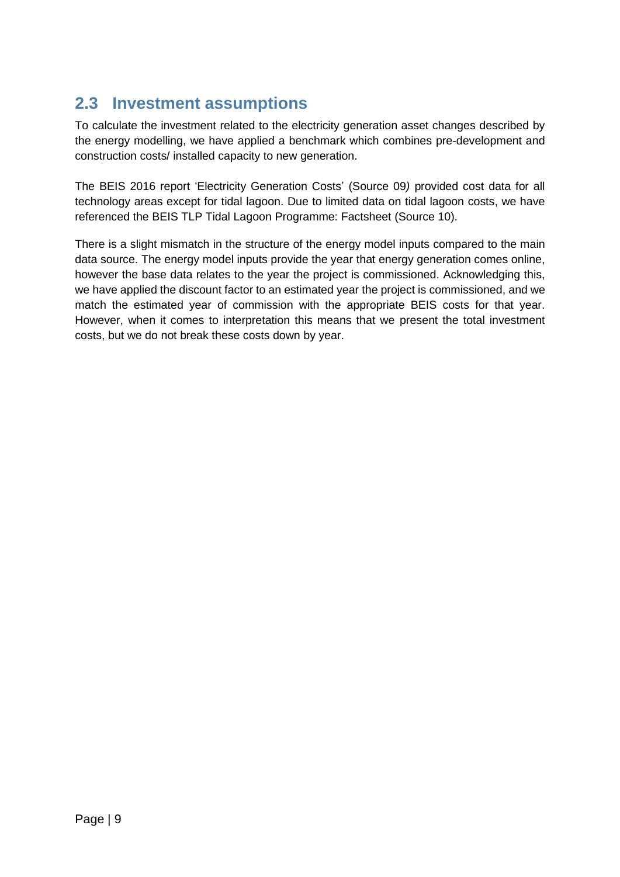## 2.3 Investment assumptions

To calculate the investment related to the electricity generation asset changes described by the energy modelling, we have applied a benchmark which combines pre-development and construction costs/ installed capacity to new generation.

The BEIS 2016 report 'Electricity Generation Costs' (Source 09*)* provided cost data for all technology areas except for tidal lagoon. Due to limited data on tidal lagoon costs, we have referenced the BEIS TLP Tidal Lagoon Programme: Factsheet (Source 10).

There is a slight mismatch in the structure of the energy model inputs compared to the main data source. The energy model inputs provide the year that energy generation comes online, however the base data relates to the year the project is commissioned. Acknowledging this, we have applied the discount factor to an estimated year the project is commissioned, and we match the estimated year of commission with the appropriate BEIS costs for that year. However, when it comes to interpretation this means that we present the total investment costs, but we do not break these costs down by year.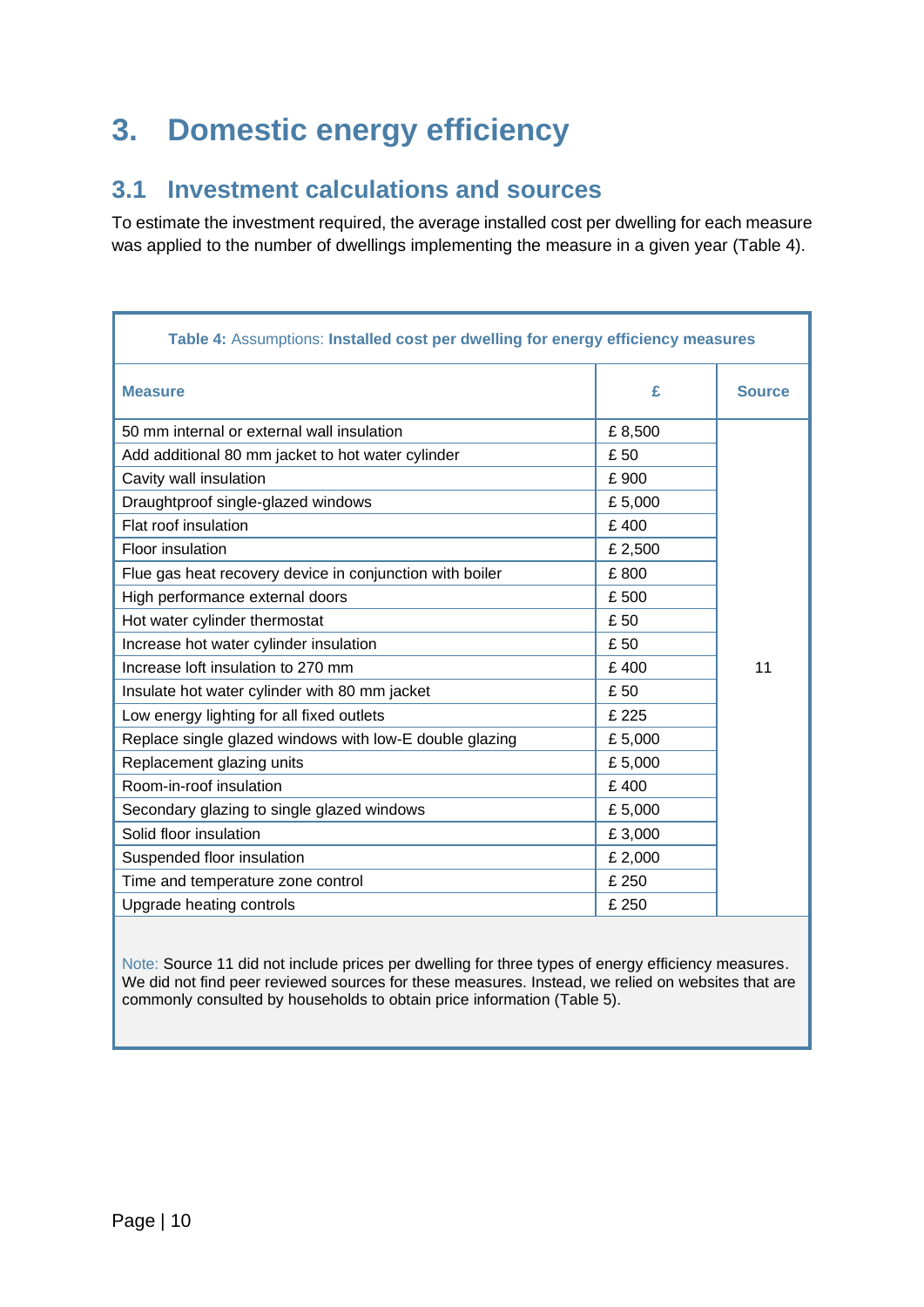# 3. Domestic energy efficiency

## 3.1 Investment calculations and sources

To estimate the investment required, the average installed cost per dwelling for each measure was applied to the number of dwellings implementing the measure in a given year (Table 4).

**Table 4:** Assumptions: **Installed cost per dwelling for energy efficiency measures**

| Measure | £ | Source |
|---|---|---|
| 50 mm internal or external wall insulation | £ 8,500 | 11 |
| Add additional 80 mm jacket to hot water cylinder | £ 50 | |
| Cavity wall insulation | £ 900 | |
| Draughtproof single-glazed windows | £ 5,000 | |
| Flat roof insulation | £ 400 | |
| Floor insulation | £ 2,500 | |
| Flue gas heat recovery device in conjunction with boiler | £ 800 | |
| High performance external doors | £ 500 | |
| Hot water cylinder thermostat | £ 50 | |
| Increase hot water cylinder insulation | £ 50 | |
| Increase loft insulation to 270 mm | £ 400 | |
| Insulate hot water cylinder with 80 mm jacket | £ 50 | |
| Low energy lighting for all fixed outlets | £ 225 | |
| Replace single glazed windows with low-E double glazing | £ 5,000 | |
| Replacement glazing units | £ 5,000 | |
| Room-in-roof insulation | £ 400 | |
| Secondary glazing to single glazed windows | £ 5,000 | |
| Solid floor insulation | £ 3,000 | |
| Suspended floor insulation | £ 2,000 | |
| Time and temperature zone control | £ 250 | |
| Upgrade heating controls | £ 250 | |

Note: Source 11 did not include prices per dwelling for three types of energy efficiency measures. We did not find peer reviewed sources for these measures. Instead, we relied on websites that are commonly consulted by households to obtain price information (Table 5).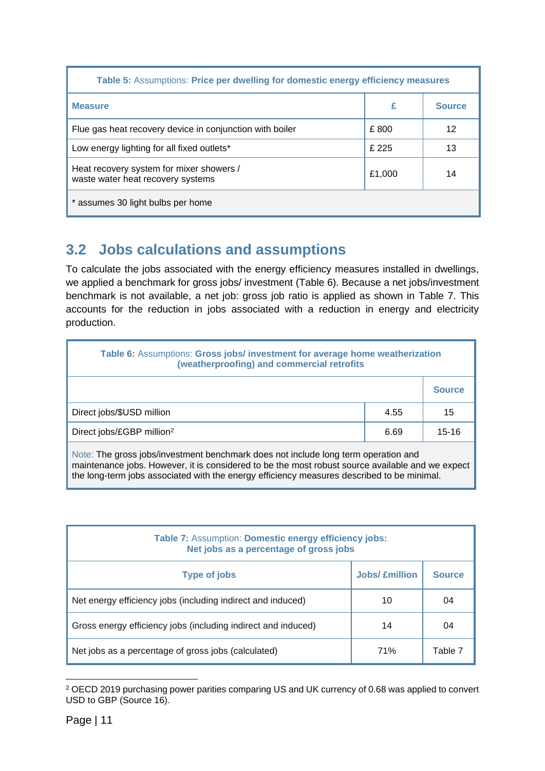**Table 5:** Assumptions: **Price per dwelling for domestic energy efficiency measures**

| Measure | £ | Source |
|---|---|---|
| Flue gas heat recovery device in conjunction with boiler | £ 800 | 12 |
| Low energy lighting for all fixed outlets* | £ 225 | 13 |
| Heat recovery system for mixer showers / waste water heat recovery systems | £1,000 | 14 |
| * assumes 30 light bulbs per home | | |

## 3.2 Jobs calculations and assumptions

To calculate the jobs associated with the energy efficiency measures installed in dwellings, we applied a benchmark for gross jobs/ investment (Table 6). Because a net jobs/investment benchmark is not available, a net job: gross job ratio is applied as shown in Table 7. This accounts for the reduction in jobs associated with a reduction in energy and electricity production.

**Table 6:** Assumptions: **Gross jobs/ investment for average home weatherization (weatherproofing) and commercial retrofits**

| | | Source |
|---|---|---|
| Direct jobs/$USD million | 4.55 | 15 |
| Direct jobs/£GBP million[2] | 6.69 | 15-16 |
| Note: The gross jobs/investment benchmark does not include long term operation and maintenance jobs. However, it is considered to be the most robust source available and we expect the long-term jobs associated with the energy efficiency measures described to be minimal. | | |

**Table 7:** Assumption: **Domestic energy efficiency jobs: Net jobs as a percentage of gross jobs**

| Type of jobs | Jobs/ £million | Source |
|---|---|---|
| Net energy efficiency jobs (including indirect and induced) | 10 | 04 |
| Gross energy efficiency jobs (including indirect and induced) | 14 | 04 |
| Net jobs as a percentage of gross jobs (calculated) | 71% | Table 7 |

[2] OECD 2019 purchasing power parities comparing US and UK currency of 0.68 was applied to convert USD to GBP (Source 16).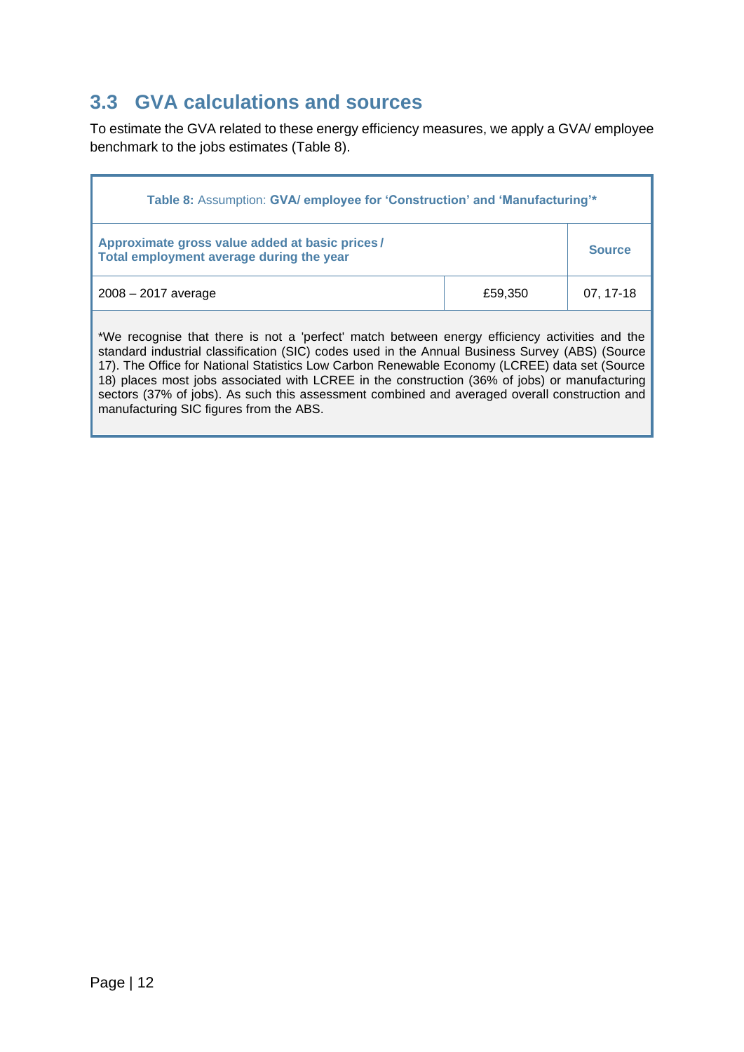## 3.3 GVA calculations and sources

To estimate the GVA related to these energy efficiency measures, we apply a GVA/ employee benchmark to the jobs estimates (Table 8).

**Table 8:** Assumption: **GVA/ employee for 'Construction' and 'Manufacturing'***

| **Approximate gross value added at basic prices / Total employment average during the year** | | **Source** |
|---|---|---|
| 2008 – 2017 average | £59,350 | 07, 17-18 |

*We recognise that there is not a 'perfect' match between energy efficiency activities and the standard industrial classification (SIC) codes used in the Annual Business Survey (ABS) (Source 17). The Office for National Statistics Low Carbon Renewable Economy (LCREE) data set (Source 18) places most jobs associated with LCREE in the construction (36% of jobs) or manufacturing sectors (37% of jobs). As such this assessment combined and averaged overall construction and manufacturing SIC figures from the ABS.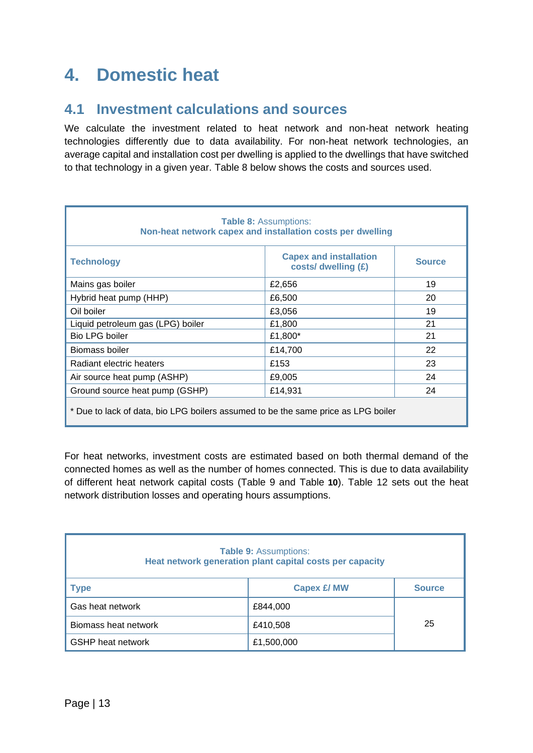# 4. Domestic heat

## 4.1 Investment calculations and sources

We calculate the investment related to heat network and non-heat network heating technologies differently due to data availability. For non-heat network technologies, an average capital and installation cost per dwelling is applied to the dwellings that have switched to that technology in a given year. Table 8 below shows the costs and sources used.

**Table 8:** Assumptions:
**Non-heat network capex and installation costs per dwelling**

| Technology | Capex and installation costs/ dwelling (£) | Source |
|---|---|---|
| Mains gas boiler | £2,656 | 19 |
| Hybrid heat pump (HHP) | £6,500 | 20 |
| Oil boiler | £3,056 | 19 |
| Liquid petroleum gas (LPG) boiler | £1,800 | 21 |
| Bio LPG boiler | £1,800* | 21 |
| Biomass boiler | £14,700 | 22 |
| Radiant electric heaters | £153 | 23 |
| Air source heat pump (ASHP) | £9,005 | 24 |
| Ground source heat pump (GSHP) | £14,931 | 24 |

\* Due to lack of data, bio LPG boilers assumed to be the same price as LPG boiler

For heat networks, investment costs are estimated based on both thermal demand of the connected homes as well as the number of homes connected. This is due to data availability of different heat network capital costs (Table 9 and Table **10**). Table 12 sets out the heat network distribution losses and operating hours assumptions.

**Table 9:** Assumptions:
**Heat network generation plant capital costs per capacity**

| Type | Capex £/ MW | Source |
|---|---|---|
| Gas heat network | £844,000 | 25 |
| Biomass heat network | £410,508 | |
| GSHP heat network | £1,500,000 | |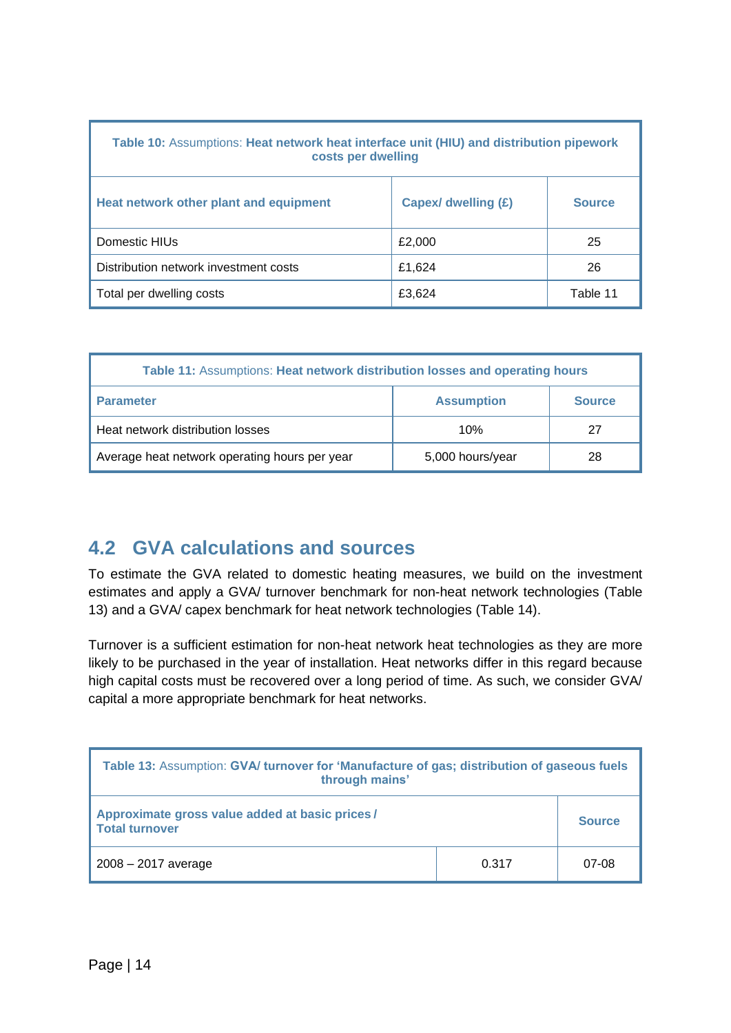| **Table 10:** Assumptions: **Heat network heat interface unit (HIU) and distribution pipework costs per dwelling** | | |
|---|---|---|
| **Heat network other plant and equipment** | **Capex/ dwelling (£)** | **Source** |
| Domestic HIUs | £2,000 | 25 |
| Distribution network investment costs | £1,624 | 26 |
| Total per dwelling costs | £3,624 | Table 11 |

| **Table 11:** Assumptions: **Heat network distribution losses and operating hours** | | |
|---|---|---|
| **Parameter** | **Assumption** | **Source** |
| Heat network distribution losses | 10% | 27 |
| Average heat network operating hours per year | 5,000 hours/year | 28 |

## 4.2 GVA calculations and sources

To estimate the GVA related to domestic heating measures, we build on the investment estimates and apply a GVA/ turnover benchmark for non-heat network technologies (Table 13) and a GVA/ capex benchmark for heat network technologies (Table 14).

Turnover is a sufficient estimation for non-heat network heat technologies as they are more likely to be purchased in the year of installation. Heat networks differ in this regard because high capital costs must be recovered over a long period of time. As such, we consider GVA/ capital a more appropriate benchmark for heat networks.

| **Table 13:** Assumption: **GVA/ turnover for 'Manufacture of gas; distribution of gaseous fuels through mains'** | | |
|---|---|---|
| **Approximate gross value added at basic prices / Total turnover** | | **Source** |
| 2008 – 2017 average | 0.317 | 07-08 |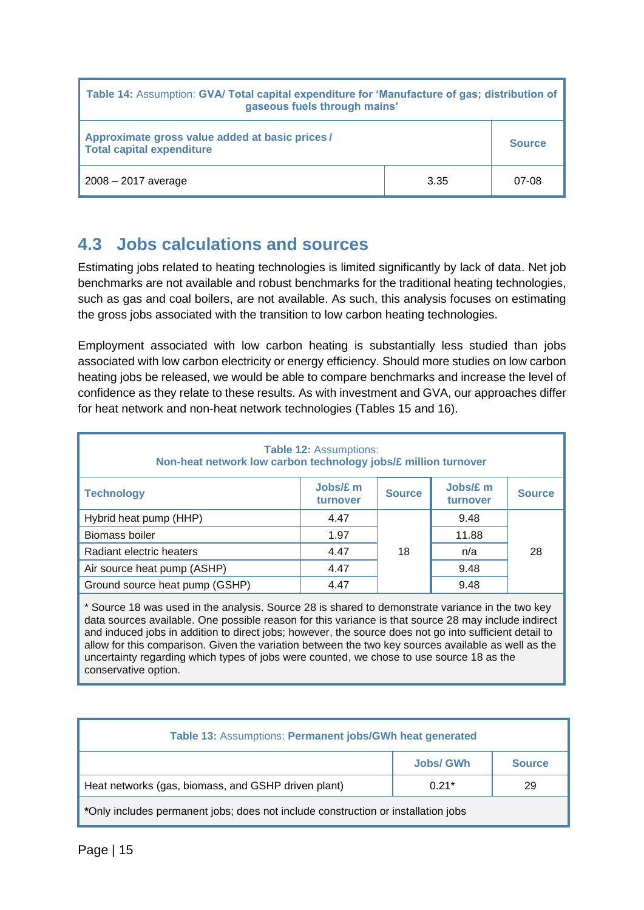| **Table 14:** Assumption: **GVA/ Total capital expenditure for 'Manufacture of gas; distribution of gaseous fuels through mains'** | | |
|---|---|---|
| **Approximate gross value added at basic prices / Total capital expenditure** | | **Source** |
| 2008 – 2017 average | 3.35 | 07-08 |

## 4.3 Jobs calculations and sources

Estimating jobs related to heating technologies is limited significantly by lack of data. Net job benchmarks are not available and robust benchmarks for the traditional heating technologies, such as gas and coal boilers, are not available. As such, this analysis focuses on estimating the gross jobs associated with the transition to low carbon heating technologies.

Employment associated with low carbon heating is substantially less studied than jobs associated with low carbon electricity or energy efficiency. Should more studies on low carbon heating jobs be released, we would be able to compare benchmarks and increase the level of confidence as they relate to these results. As with investment and GVA, our approaches differ for heat network and non-heat network technologies (Tables 15 and 16).

**Table 12:** Assumptions: **Non-heat network low carbon technology jobs/£ million turnover**

| Technology | Jobs/£ m turnover | Source | Jobs/£ m turnover | Source |
|---|---|---|---|---|
| Hybrid heat pump (HHP) | 4.47 | 18 | 9.48 | 28 |
| Biomass boiler | 1.97 | | 11.88 | |
| Radiant electric heaters | 4.47 | | n/a | |
| Air source heat pump (ASHP) | 4.47 | | 9.48 | |
| Ground source heat pump (GSHP) | 4.47 | | 9.48 | |

* Source 18 was used in the analysis. Source 28 is shared to demonstrate variance in the two key data sources available. One possible reason for this variance is that source 28 may include indirect and induced jobs in addition to direct jobs; however, the source does not go into sufficient detail to allow for this comparison. Given the variation between the two key sources available as well as the uncertainty regarding which types of jobs were counted, we chose to use source 18 as the conservative option.

**Table 13:** Assumptions: **Permanent jobs/GWh heat generated**

| | Jobs/ GWh | Source |
|---|---|---|
| Heat networks (gas, biomass, and GSHP driven plant) | 0.21* | 29 |

***Only includes permanent jobs; does not include construction or installation jobs**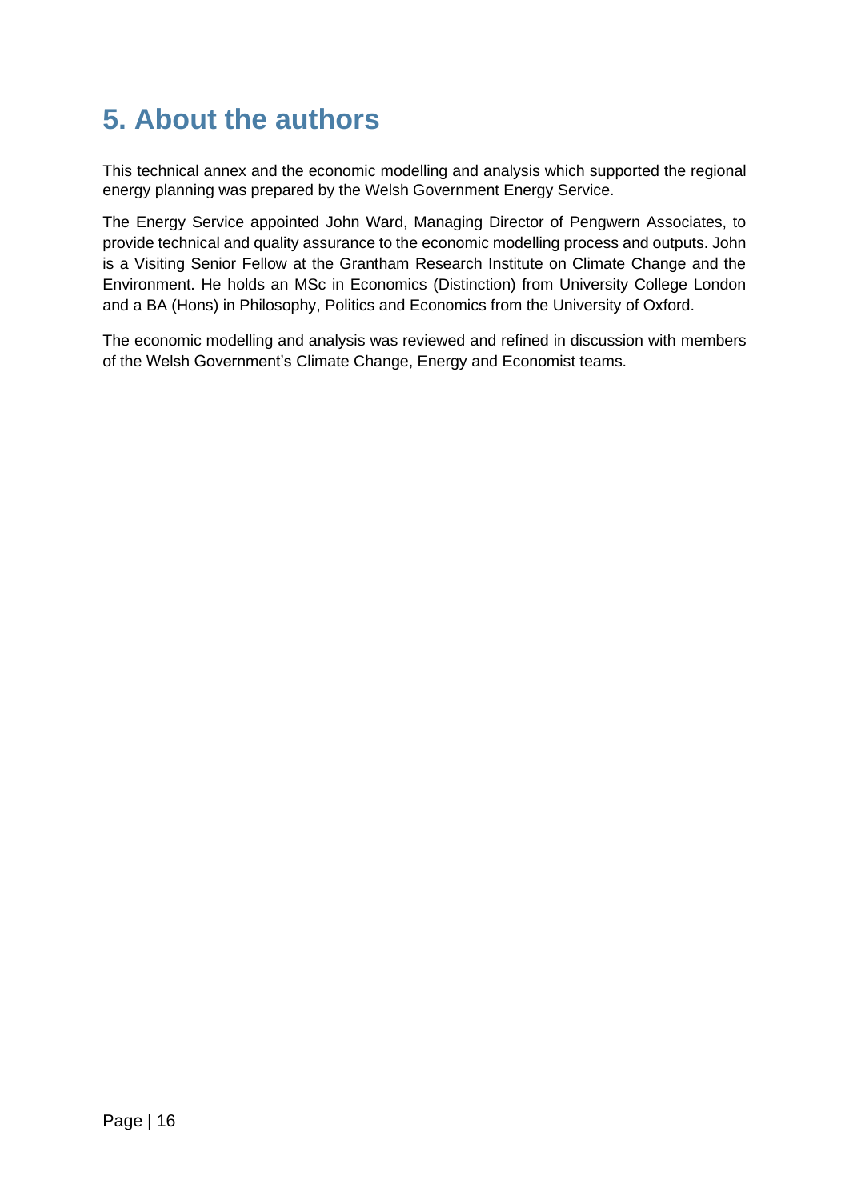# 5. About the authors

This technical annex and the economic modelling and analysis which supported the regional energy planning was prepared by the Welsh Government Energy Service.

The Energy Service appointed John Ward, Managing Director of Pengwern Associates, to provide technical and quality assurance to the economic modelling process and outputs. John is a Visiting Senior Fellow at the Grantham Research Institute on Climate Change and the Environment. He holds an MSc in Economics (Distinction) from University College London and a BA (Hons) in Philosophy, Politics and Economics from the University of Oxford.

The economic modelling and analysis was reviewed and refined in discussion with members of the Welsh Government's Climate Change, Energy and Economist teams.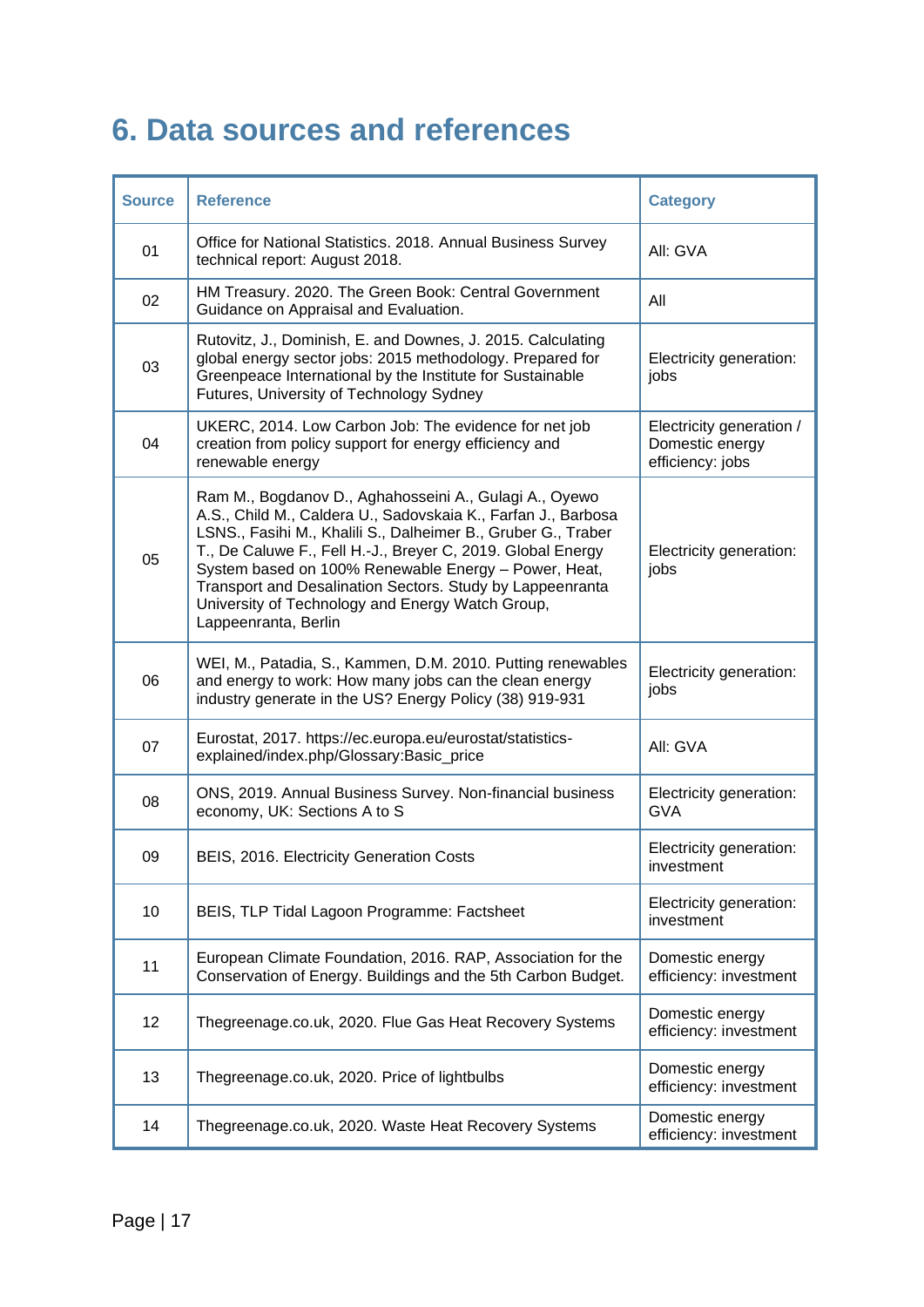# 6. Data sources and references

| Source | Reference | Category |
|---|---|---|
| 01 | Office for National Statistics. 2018. Annual Business Survey technical report: August 2018. | All: GVA |
| 02 | HM Treasury. 2020. The Green Book: Central Government Guidance on Appraisal and Evaluation. | All |
| 03 | Rutovitz, J., Dominish, E. and Downes, J. 2015. Calculating global energy sector jobs: 2015 methodology. Prepared for Greenpeace International by the Institute for Sustainable Futures, University of Technology Sydney | Electricity generation: jobs |
| 04 | UKERC, 2014. Low Carbon Job: The evidence for net job creation from policy support for energy efficiency and renewable energy | Electricity generation / Domestic energy efficiency: jobs |
| 05 | Ram M., Bogdanov D., Aghahosseini A., Gulagi A., Oyewo A.S., Child M., Caldera U., Sadovskaia K., Farfan J., Barbosa LSNS., Fasihi M., Khalili S., Dalheimer B., Gruber G., Traber T., De Caluwe F., Fell H.-J., Breyer C, 2019. Global Energy System based on 100% Renewable Energy – Power, Heat, Transport and Desalination Sectors. Study by Lappeenranta University of Technology and Energy Watch Group, Lappeenranta, Berlin | Electricity generation: jobs |
| 06 | WEI, M., Patadia, S., Kammen, D.M. 2010. Putting renewables and energy to work: How many jobs can the clean energy industry generate in the US? Energy Policy (38) 919-931 | Electricity generation: jobs |
| 07 | Eurostat, 2017. https://ec.europa.eu/eurostat/statistics-explained/index.php/Glossary:Basic_price | All: GVA |
| 08 | ONS, 2019. Annual Business Survey. Non-financial business economy, UK: Sections A to S | Electricity generation: GVA |
| 09 | BEIS, 2016. Electricity Generation Costs | Electricity generation: investment |
| 10 | BEIS, TLP Tidal Lagoon Programme: Factsheet | Electricity generation: investment |
| 11 | European Climate Foundation, 2016. RAP, Association for the Conservation of Energy. Buildings and the 5th Carbon Budget. | Domestic energy efficiency: investment |
| 12 | Thegreenage.co.uk, 2020. Flue Gas Heat Recovery Systems | Domestic energy efficiency: investment |
| 13 | Thegreenage.co.uk, 2020. Price of lightbulbs | Domestic energy efficiency: investment |
| 14 | Thegreenage.co.uk, 2020. Waste Heat Recovery Systems | Domestic energy efficiency: investment |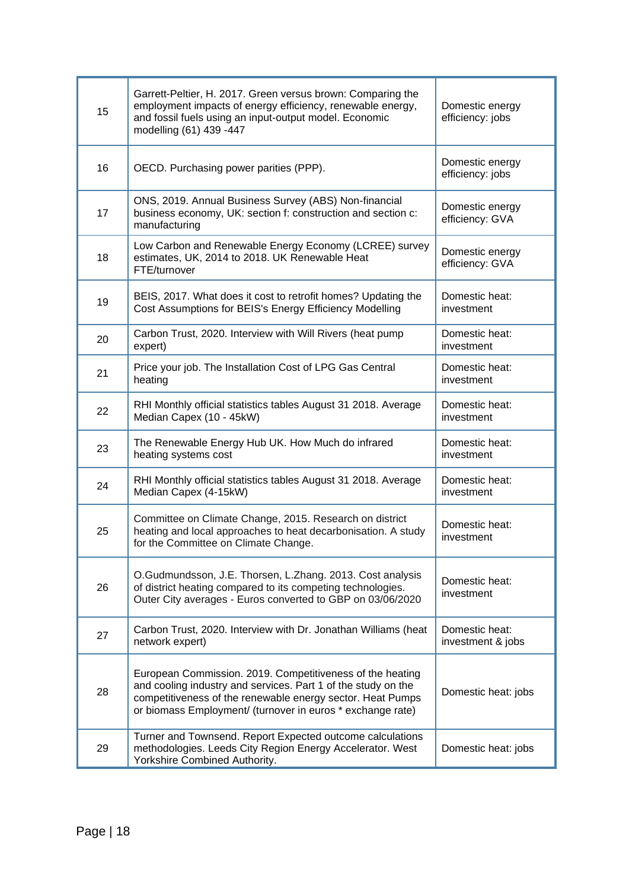| | | |
|---|---|---|
| 15 | Garrett-Peltier, H. 2017. Green versus brown: Comparing the employment impacts of energy efficiency, renewable energy, and fossil fuels using an input-output model. Economic modelling (61) 439 -447 | Domestic energy efficiency: jobs |
| 16 | OECD. Purchasing power parities (PPP). | Domestic energy efficiency: jobs |
| 17 | ONS, 2019. Annual Business Survey (ABS) Non-financial business economy, UK: section f: construction and section c: manufacturing | Domestic energy efficiency: GVA |
| 18 | Low Carbon and Renewable Energy Economy (LCREE) survey estimates, UK, 2014 to 2018. UK Renewable Heat FTE/turnover | Domestic energy efficiency: GVA |
| 19 | BEIS, 2017. What does it cost to retrofit homes? Updating the Cost Assumptions for BEIS's Energy Efficiency Modelling | Domestic heat: investment |
| 20 | Carbon Trust, 2020. Interview with Will Rivers (heat pump expert) | Domestic heat: investment |
| 21 | Price your job. The Installation Cost of LPG Gas Central heating | Domestic heat: investment |
| 22 | RHI Monthly official statistics tables August 31 2018. Average Median Capex (10 - 45kW) | Domestic heat: investment |
| 23 | The Renewable Energy Hub UK. How Much do infrared heating systems cost | Domestic heat: investment |
| 24 | RHI Monthly official statistics tables August 31 2018. Average Median Capex (4-15kW) | Domestic heat: investment |
| 25 | Committee on Climate Change, 2015. Research on district heating and local approaches to heat decarbonisation. A study for the Committee on Climate Change. | Domestic heat: investment |
| 26 | O.Gudmundsson, J.E. Thorsen, L.Zhang. 2013. Cost analysis of district heating compared to its competing technologies. Outer City averages - Euros converted to GBP on 03/06/2020 | Domestic heat: investment |
| 27 | Carbon Trust, 2020. Interview with Dr. Jonathan Williams (heat network expert) | Domestic heat: investment & jobs |
| 28 | European Commission. 2019. Competitiveness of the heating and cooling industry and services. Part 1 of the study on the competitiveness of the renewable energy sector. Heat Pumps or biomass Employment/ (turnover in euros * exchange rate) | Domestic heat: jobs |
| 29 | Turner and Townsend. Report Expected outcome calculations methodologies. Leeds City Region Energy Accelerator. West Yorkshire Combined Authority. | Domestic heat: jobs |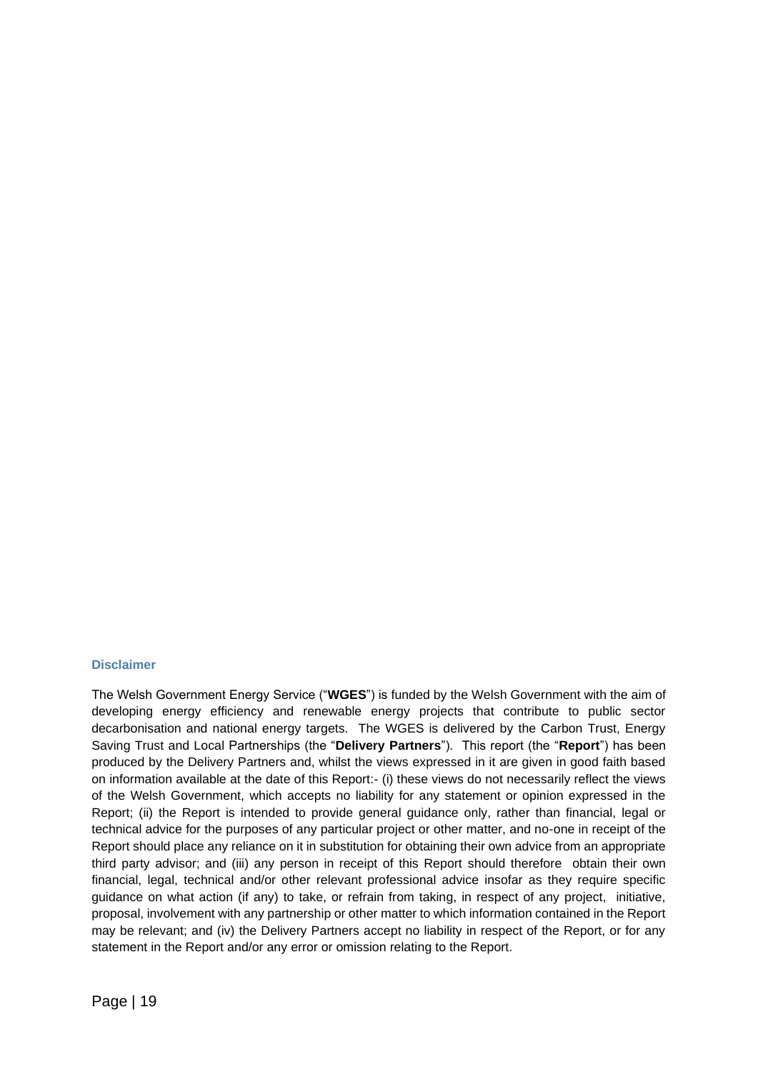### Disclaimer

The Welsh Government Energy Service ("**WGES**") is funded by the Welsh Government with the aim of developing energy efficiency and renewable energy projects that contribute to public sector decarbonisation and national energy targets. The WGES is delivered by the Carbon Trust, Energy Saving Trust and Local Partnerships (the "**Delivery Partners**"). This report (the "**Report**") has been produced by the Delivery Partners and, whilst the views expressed in it are given in good faith based on information available at the date of this Report:- (i) these views do not necessarily reflect the views of the Welsh Government, which accepts no liability for any statement or opinion expressed in the Report; (ii) the Report is intended to provide general guidance only, rather than financial, legal or technical advice for the purposes of any particular project or other matter, and no-one in receipt of the Report should place any reliance on it in substitution for obtaining their own advice from an appropriate third party advisor; and (iii) any person in receipt of this Report should therefore obtain their own financial, legal, technical and/or other relevant professional advice insofar as they require specific guidance on what action (if any) to take, or refrain from taking, in respect of any project, initiative, proposal, involvement with any partnership or other matter to which information contained in the Report may be relevant; and (iv) the Delivery Partners accept no liability in respect of the Report, or for any statement in the Report and/or any error or omission relating to the Report.